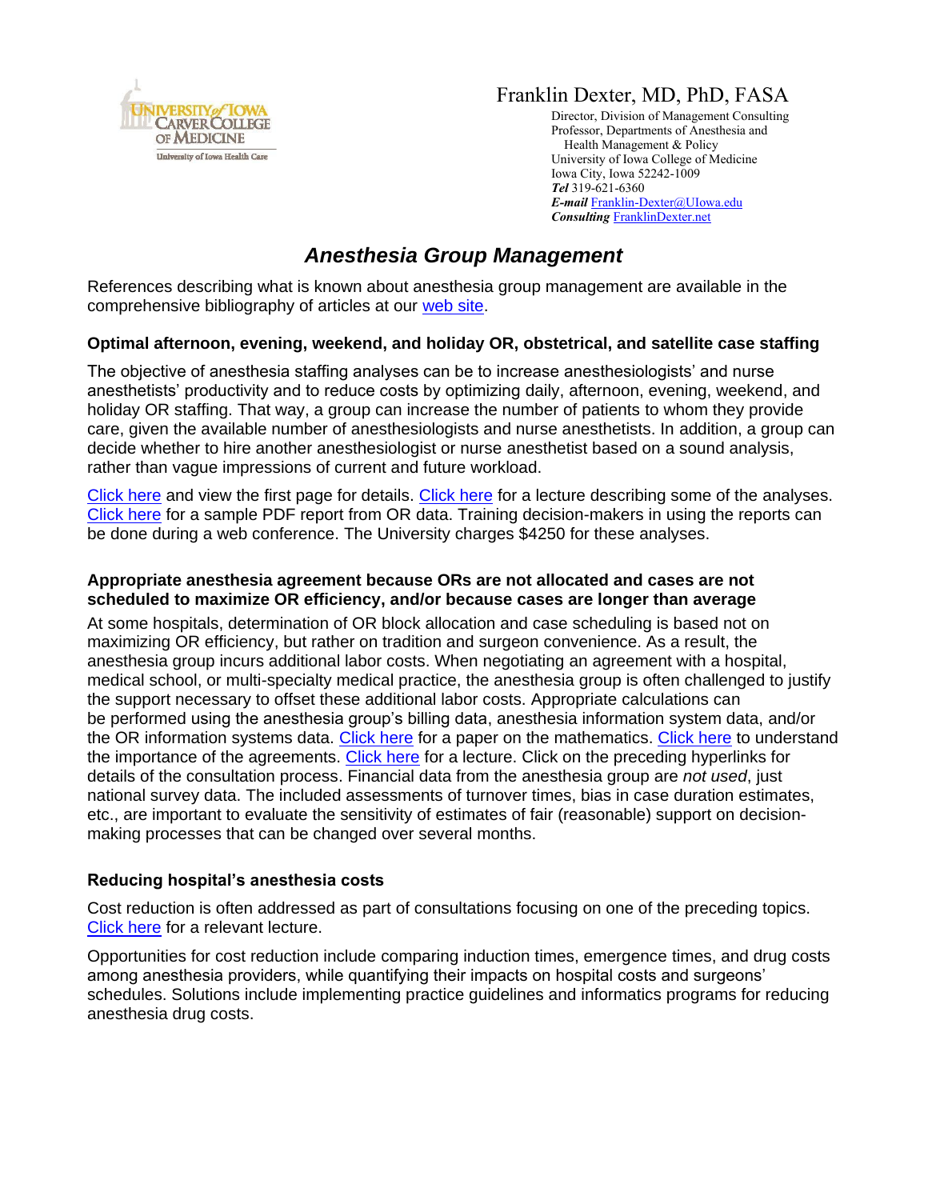University of Iowa Carver College of Medicine
University of Iowa Health Care

Franklin Dexter, MD, PhD, FASA
Director, Division of Management Consulting
Professor, Departments of Anesthesia and Health Management & Policy
University of Iowa College of Medicine
Iowa City, Iowa 52242-1009
***Tel*** 319-621-6360
***E-mail*** Franklin-Dexter@UIowa.edu
***Consulting*** FranklinDexter.net

# *Anesthesia Group Management*

References describing what is known about anesthesia group management are available in the comprehensive bibliography of articles at our web site.

### Optimal afternoon, evening, weekend, and holiday OR, obstetrical, and satellite case staffing

The objective of anesthesia staffing analyses can be to increase anesthesiologists' and nurse anesthetists' productivity and to reduce costs by optimizing daily, afternoon, evening, weekend, and holiday OR staffing. That way, a group can increase the number of patients to whom they provide care, given the available number of anesthesiologists and nurse anesthetists. In addition, a group can decide whether to hire another anesthesiologist or nurse anesthetist based on a sound analysis, rather than vague impressions of current and future workload.

Click here and view the first page for details. Click here for a lecture describing some of the analyses. Click here for a sample PDF report from OR data. Training decision-makers in using the reports can be done during a web conference. The University charges $4250 for these analyses.

### Appropriate anesthesia agreement because ORs are not allocated and cases are not scheduled to maximize OR efficiency, and/or because cases are longer than average

At some hospitals, determination of OR block allocation and case scheduling is based not on maximizing OR efficiency, but rather on tradition and surgeon convenience. As a result, the anesthesia group incurs additional labor costs. When negotiating an agreement with a hospital, medical school, or multi-specialty medical practice, the anesthesia group is often challenged to justify the support necessary to offset these additional labor costs. Appropriate calculations can be performed using the anesthesia group's billing data, anesthesia information system data, and/or the OR information systems data. Click here for a paper on the mathematics. Click here to understand the importance of the agreements. Click here for a lecture. Click on the preceding hyperlinks for details of the consultation process. Financial data from the anesthesia group are *not used*, just national survey data. The included assessments of turnover times, bias in case duration estimates, etc., are important to evaluate the sensitivity of estimates of fair (reasonable) support on decision-making processes that can be changed over several months.

### Reducing hospital's anesthesia costs

Cost reduction is often addressed as part of consultations focusing on one of the preceding topics. Click here for a relevant lecture.

Opportunities for cost reduction include comparing induction times, emergence times, and drug costs among anesthesia providers, while quantifying their impacts on hospital costs and surgeons' schedules. Solutions include implementing practice guidelines and informatics programs for reducing anesthesia drug costs.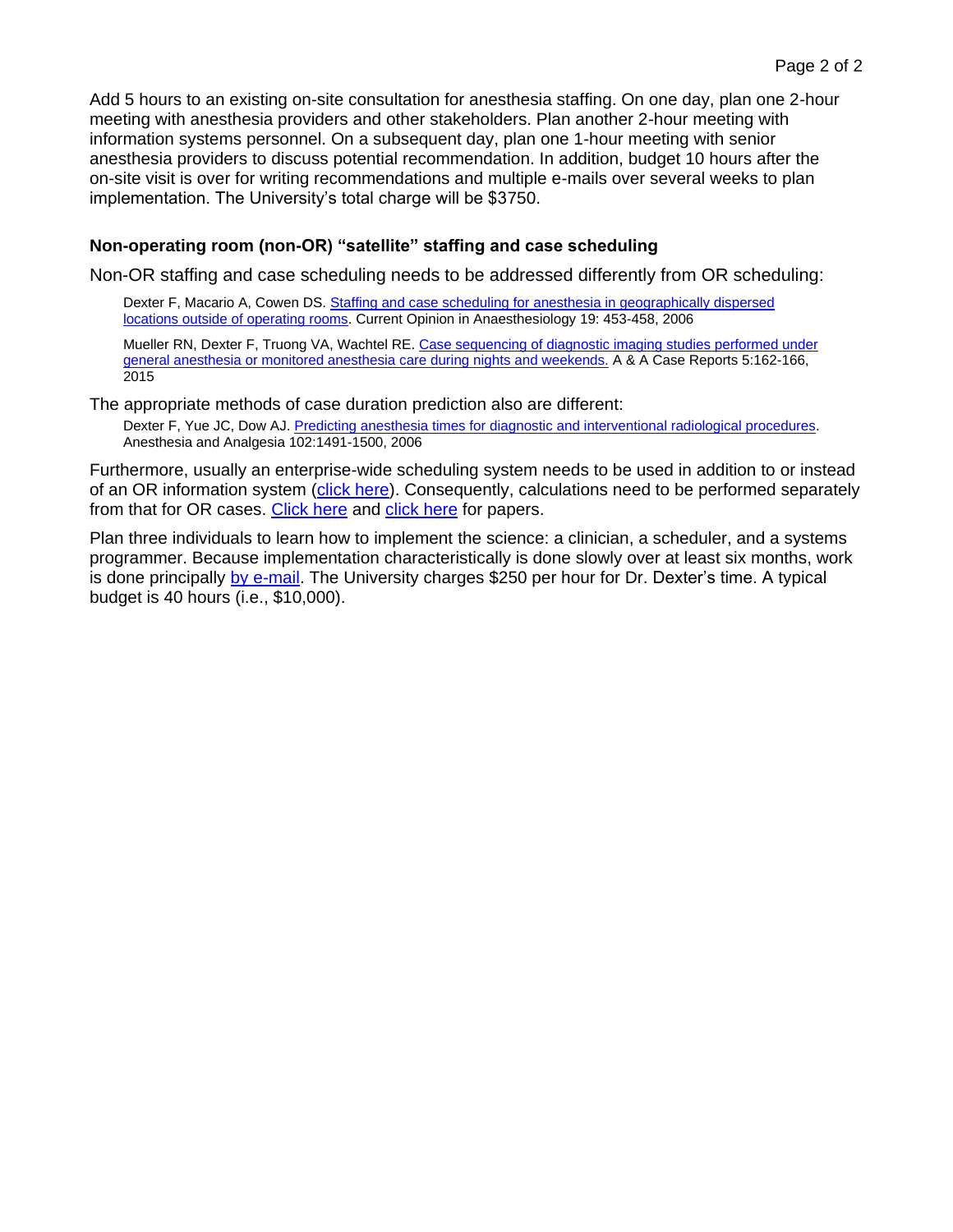Add 5 hours to an existing on-site consultation for anesthesia staffing. On one day, plan one 2-hour meeting with anesthesia providers and other stakeholders. Plan another 2-hour meeting with information systems personnel. On a subsequent day, plan one 1-hour meeting with senior anesthesia providers to discuss potential recommendation. In addition, budget 10 hours after the on-site visit is over for writing recommendations and multiple e-mails over several weeks to plan implementation. The University's total charge will be $3750.

### Non-operating room (non-OR) "satellite" staffing and case scheduling

Non-OR staffing and case scheduling needs to be addressed differently from OR scheduling:

> Dexter F, Macario A, Cowen DS. Staffing and case scheduling for anesthesia in geographically dispersed locations outside of operating rooms. Current Opinion in Anaesthesiology 19: 453-458, 2006
>
> Mueller RN, Dexter F, Truong VA, Wachtel RE. Case sequencing of diagnostic imaging studies performed under general anesthesia or monitored anesthesia care during nights and weekends. A & A Case Reports 5:162-166, 2015

The appropriate methods of case duration prediction also are different:

> Dexter F, Yue JC, Dow AJ. Predicting anesthesia times for diagnostic and interventional radiological procedures. Anesthesia and Analgesia 102:1491-1500, 2006

Furthermore, usually an enterprise-wide scheduling system needs to be used in addition to or instead of an OR information system (click here). Consequently, calculations need to be performed separately from that for OR cases. Click here and click here for papers.

Plan three individuals to learn how to implement the science: a clinician, a scheduler, and a systems programmer. Because implementation characteristically is done slowly over at least six months, work is done principally by e-mail. The University charges $250 per hour for Dr. Dexter's time. A typical budget is 40 hours (i.e., $10,000).